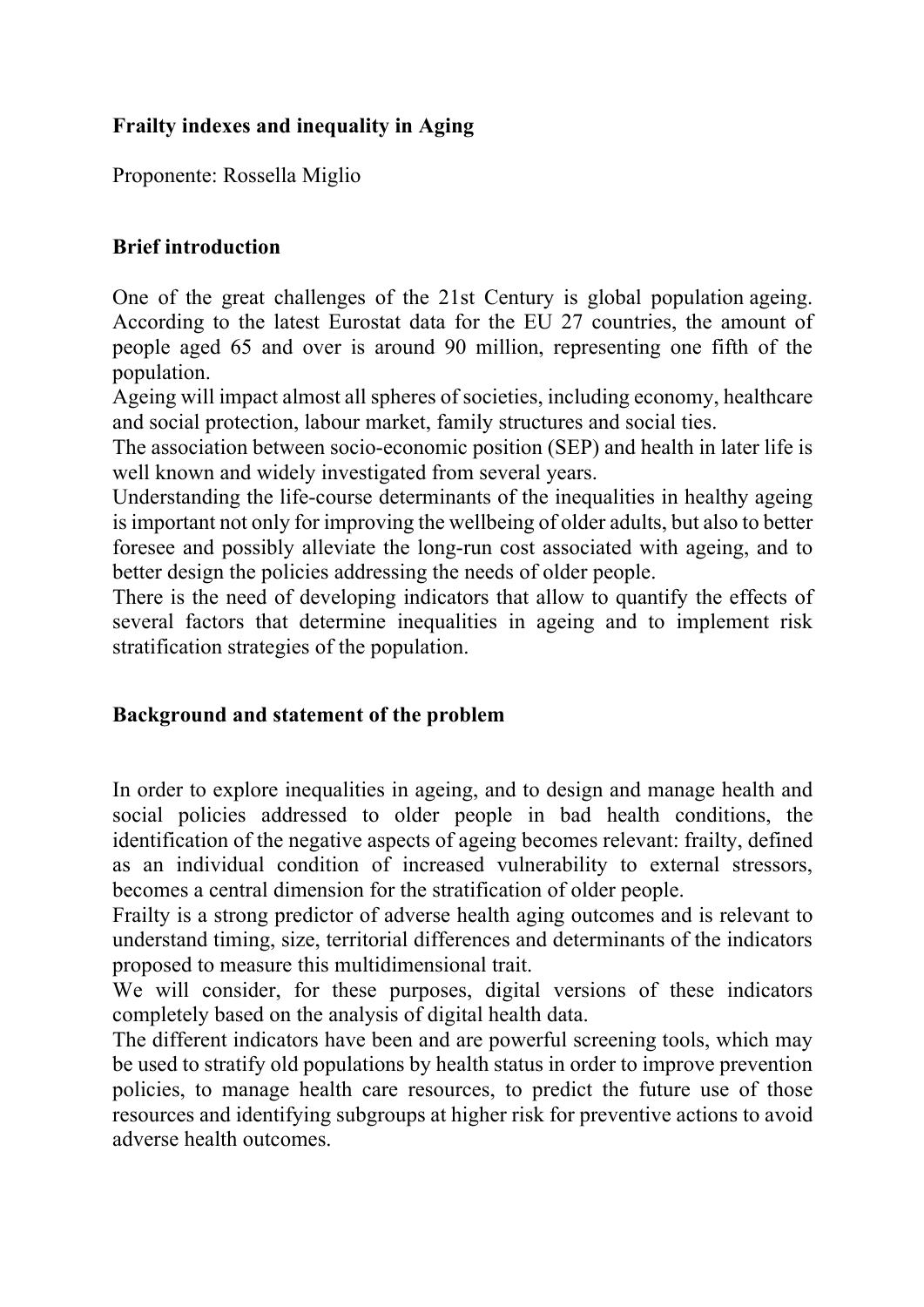**Frailty indexes and inequality in Aging**

Proponente: Rossella Miglio

**Brief introduction**

One of the great challenges of the 21st Century is global population ageing. According to the latest Eurostat data for the EU 27 countries, the amount of people aged 65 and over is around 90 million, representing one fifth of the population.
Ageing will impact almost all spheres of societies, including economy, healthcare and social protection, labour market, family structures and social ties.
The association between socio-economic position (SEP) and health in later life is well known and widely investigated from several years.
Understanding the life-course determinants of the inequalities in healthy ageing is important not only for improving the wellbeing of older adults, but also to better foresee and possibly alleviate the long-run cost associated with ageing, and to better design the policies addressing the needs of older people.
There is the need of developing indicators that allow to quantify the effects of several factors that determine inequalities in ageing and to implement risk stratification strategies of the population.

**Background and statement of the problem**

In order to explore inequalities in ageing, and to design and manage health and social policies addressed to older people in bad health conditions, the identification of the negative aspects of ageing becomes relevant: frailty, defined as an individual condition of increased vulnerability to external stressors, becomes a central dimension for the stratification of older people.
Frailty is a strong predictor of adverse health aging outcomes and is relevant to understand timing, size, territorial differences and determinants of the indicators proposed to measure this multidimensional trait.
We will consider, for these purposes, digital versions of these indicators completely based on the analysis of digital health data.
The different indicators have been and are powerful screening tools, which may be used to stratify old populations by health status in order to improve prevention policies, to manage health care resources, to predict the future use of those resources and identifying subgroups at higher risk for preventive actions to avoid adverse health outcomes.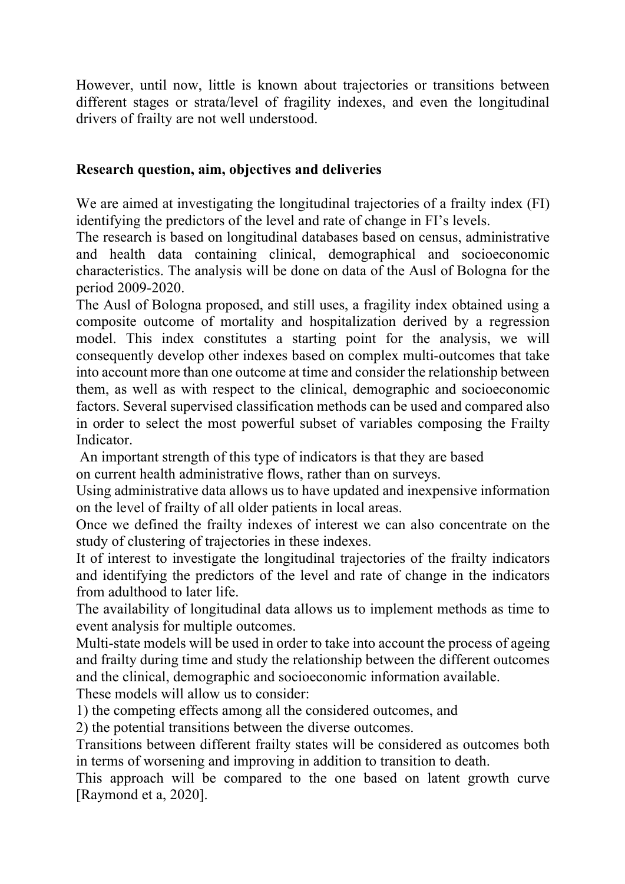However, until now, little is known about trajectories or transitions between different stages or strata/level of fragility indexes, and even the longitudinal drivers of frailty are not well understood.

**Research question, aim, objectives and deliveries**

We are aimed at investigating the longitudinal trajectories of a frailty index (FI) identifying the predictors of the level and rate of change in FI's levels.

The research is based on longitudinal databases based on census, administrative and health data containing clinical, demographical and socioeconomic characteristics. The analysis will be done on data of the Ausl of Bologna for the period 2009-2020.

The Ausl of Bologna proposed, and still uses, a fragility index obtained using a composite outcome of mortality and hospitalization derived by a regression model. This index constitutes a starting point for the analysis, we will consequently develop other indexes based on complex multi-outcomes that take into account more than one outcome at time and consider the relationship between them, as well as with respect to the clinical, demographic and socioeconomic factors. Several supervised classification methods can be used and compared also in order to select the most powerful subset of variables composing the Frailty Indicator.

An important strength of this type of indicators is that they are based on current health administrative flows, rather than on surveys.

Using administrative data allows us to have updated and inexpensive information on the level of frailty of all older patients in local areas.

Once we defined the frailty indexes of interest we can also concentrate on the study of clustering of trajectories in these indexes.

It of interest to investigate the longitudinal trajectories of the frailty indicators and identifying the predictors of the level and rate of change in the indicators from adulthood to later life.

The availability of longitudinal data allows us to implement methods as time to event analysis for multiple outcomes.

Multi-state models will be used in order to take into account the process of ageing and frailty during time and study the relationship between the different outcomes and the clinical, demographic and socioeconomic information available.

These models will allow us to consider:

1) the competing effects among all the considered outcomes, and
2) the potential transitions between the diverse outcomes.

Transitions between different frailty states will be considered as outcomes both in terms of worsening and improving in addition to transition to death.

This approach will be compared to the one based on latent growth curve [Raymond et a, 2020].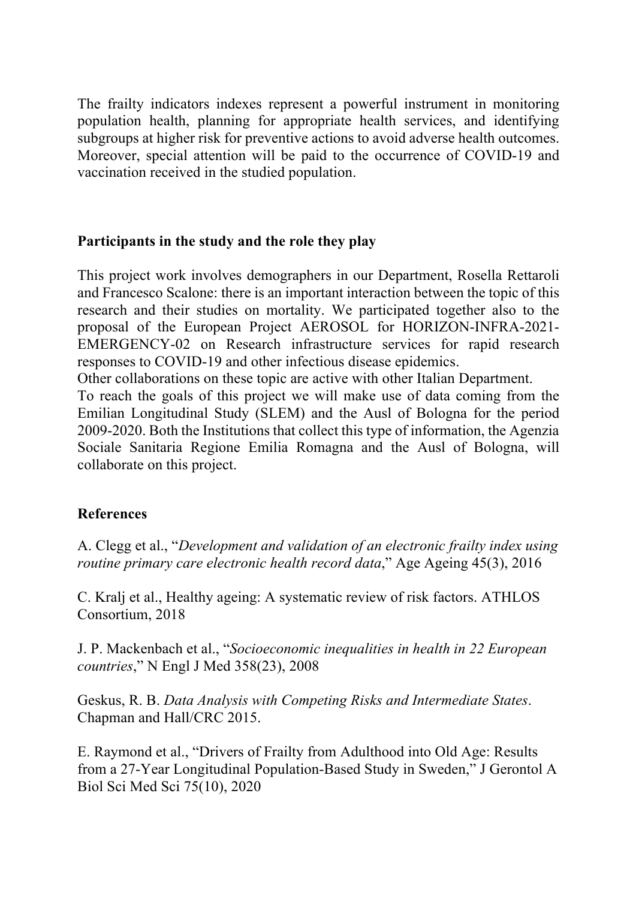The frailty indicators indexes represent a powerful instrument in monitoring population health, planning for appropriate health services, and identifying subgroups at higher risk for preventive actions to avoid adverse health outcomes. Moreover, special attention will be paid to the occurrence of COVID-19 and vaccination received in the studied population.

## Participants in the study and the role they play

This project work involves demographers in our Department, Rosella Rettaroli and Francesco Scalone: there is an important interaction between the topic of this research and their studies on mortality. We participated together also to the proposal of the European Project AEROSOL for HORIZON-INFRA-2021-EMERGENCY-02 on Research infrastructure services for rapid research responses to COVID-19 and other infectious disease epidemics.
Other collaborations on these topic are active with other Italian Department.
To reach the goals of this project we will make use of data coming from the Emilian Longitudinal Study (SLEM) and the Ausl of Bologna for the period 2009-2020. Both the Institutions that collect this type of information, the Agenzia Sociale Sanitaria Regione Emilia Romagna and the Ausl of Bologna, will collaborate on this project.

## References

A. Clegg et al., "*Development and validation of an electronic frailty index using routine primary care electronic health record data*," Age Ageing 45(3), 2016

C. Kralj et al., Healthy ageing: A systematic review of risk factors. ATHLOS Consortium, 2018

J. P. Mackenbach et al., "*Socioeconomic inequalities in health in 22 European countries*," N Engl J Med 358(23), 2008

Geskus, R. B. *Data Analysis with Competing Risks and Intermediate States*. Chapman and Hall/CRC 2015.

E. Raymond et al., "Drivers of Frailty from Adulthood into Old Age: Results from a 27-Year Longitudinal Population-Based Study in Sweden," J Gerontol A Biol Sci Med Sci 75(10), 2020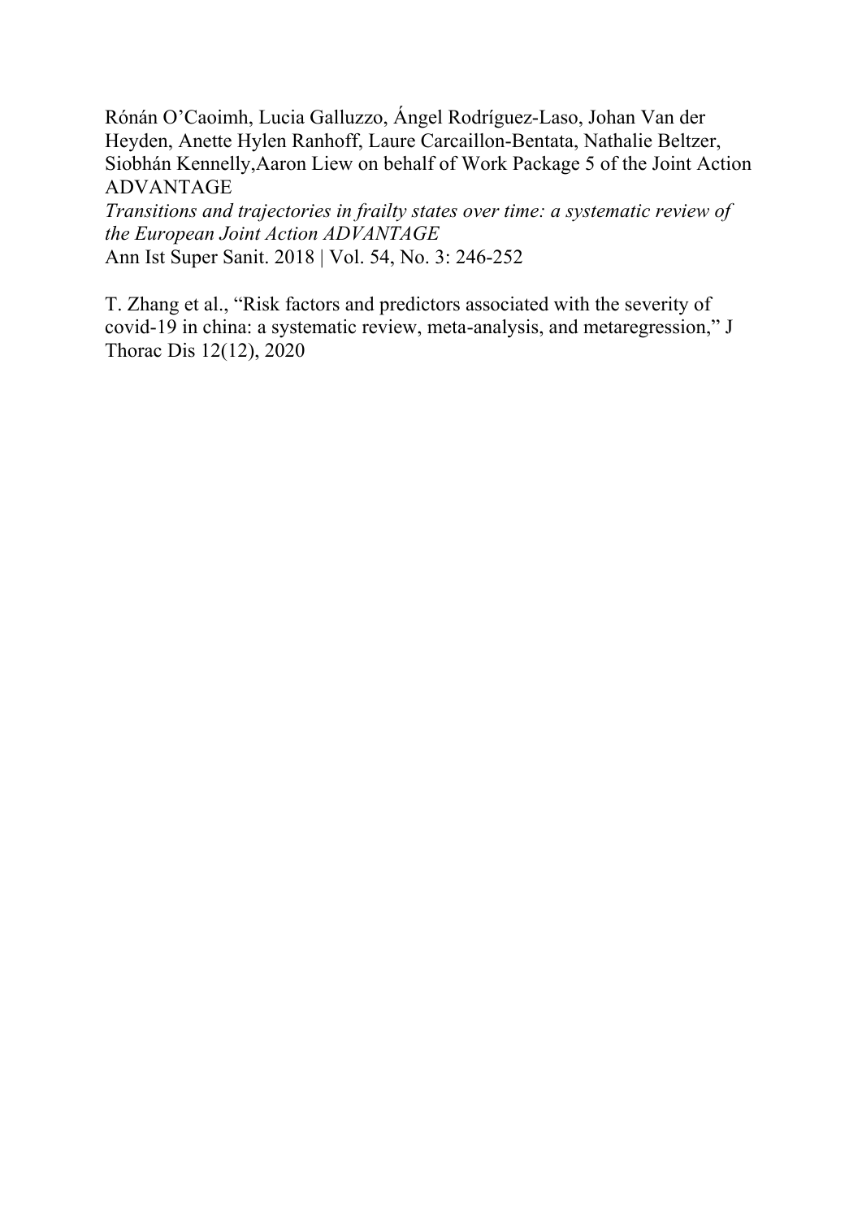Rónán O'Caoimh, Lucia Galluzzo, Ángel Rodríguez-Laso, Johan Van der Heyden, Anette Hylen Ranhoff, Laure Carcaillon-Bentata, Nathalie Beltzer, Siobhán Kennelly,Aaron Liew on behalf of Work Package 5 of the Joint Action ADVANTAGE
*Transitions and trajectories in frailty states over time: a systematic review of the European Joint Action ADVANTAGE*
Ann Ist Super Sanit. 2018 | Vol. 54, No. 3: 246-252

T. Zhang et al., "Risk factors and predictors associated with the severity of covid-19 in china: a systematic review, meta-analysis, and metaregression," J Thorac Dis 12(12), 2020